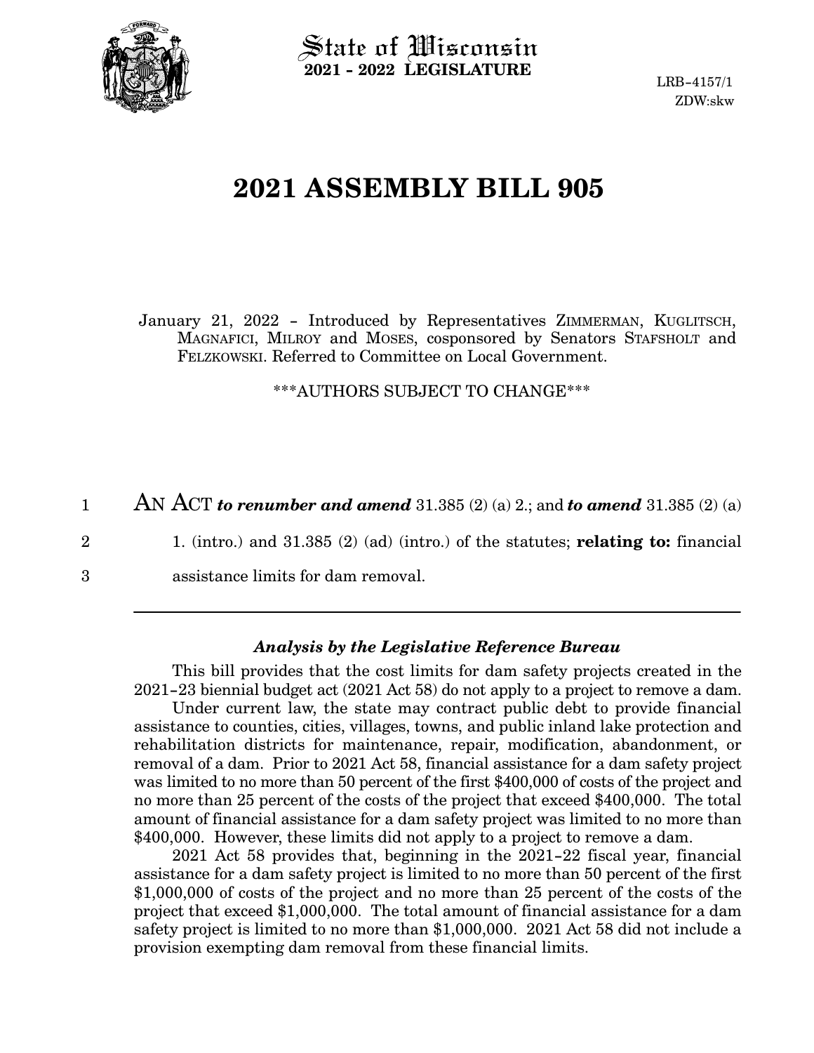State of Wisconsin
**2021 - 2022 LEGISLATURE**

LRB-4157/1
ZDW:skw

# 2021 ASSEMBLY BILL 905

January 21, 2022 - Introduced by Representatives ZIMMERMAN, KUGLITSCH, MAGNAFICI, MILROY and MOSES, cosponsored by Senators STAFSHOLT and FELZKOWSKI. Referred to Committee on Local Government.

\*\*\*AUTHORS SUBJECT TO CHANGE\*\*\*

AN ACT ***to renumber and amend*** 31.385 (2) (a) 2.; and ***to amend*** 31.385 (2) (a) 1. (intro.) and 31.385 (2) (ad) (intro.) of the statutes; **relating to:** financial assistance limits for dam removal.

### *Analysis by the Legislative Reference Bureau*

This bill provides that the cost limits for dam safety projects created in the 2021-23 biennial budget act (2021 Act 58) do not apply to a project to remove a dam.

Under current law, the state may contract public debt to provide financial assistance to counties, cities, villages, towns, and public inland lake protection and rehabilitation districts for maintenance, repair, modification, abandonment, or removal of a dam. Prior to 2021 Act 58, financial assistance for a dam safety project was limited to no more than 50 percent of the first $400,000 of costs of the project and no more than 25 percent of the costs of the project that exceed $400,000. The total amount of financial assistance for a dam safety project was limited to no more than $400,000. However, these limits did not apply to a project to remove a dam.

2021 Act 58 provides that, beginning in the 2021-22 fiscal year, financial assistance for a dam safety project is limited to no more than 50 percent of the first $1,000,000 of costs of the project and no more than 25 percent of the costs of the project that exceed $1,000,000. The total amount of financial assistance for a dam safety project is limited to no more than $1,000,000. 2021 Act 58 did not include a provision exempting dam removal from these financial limits.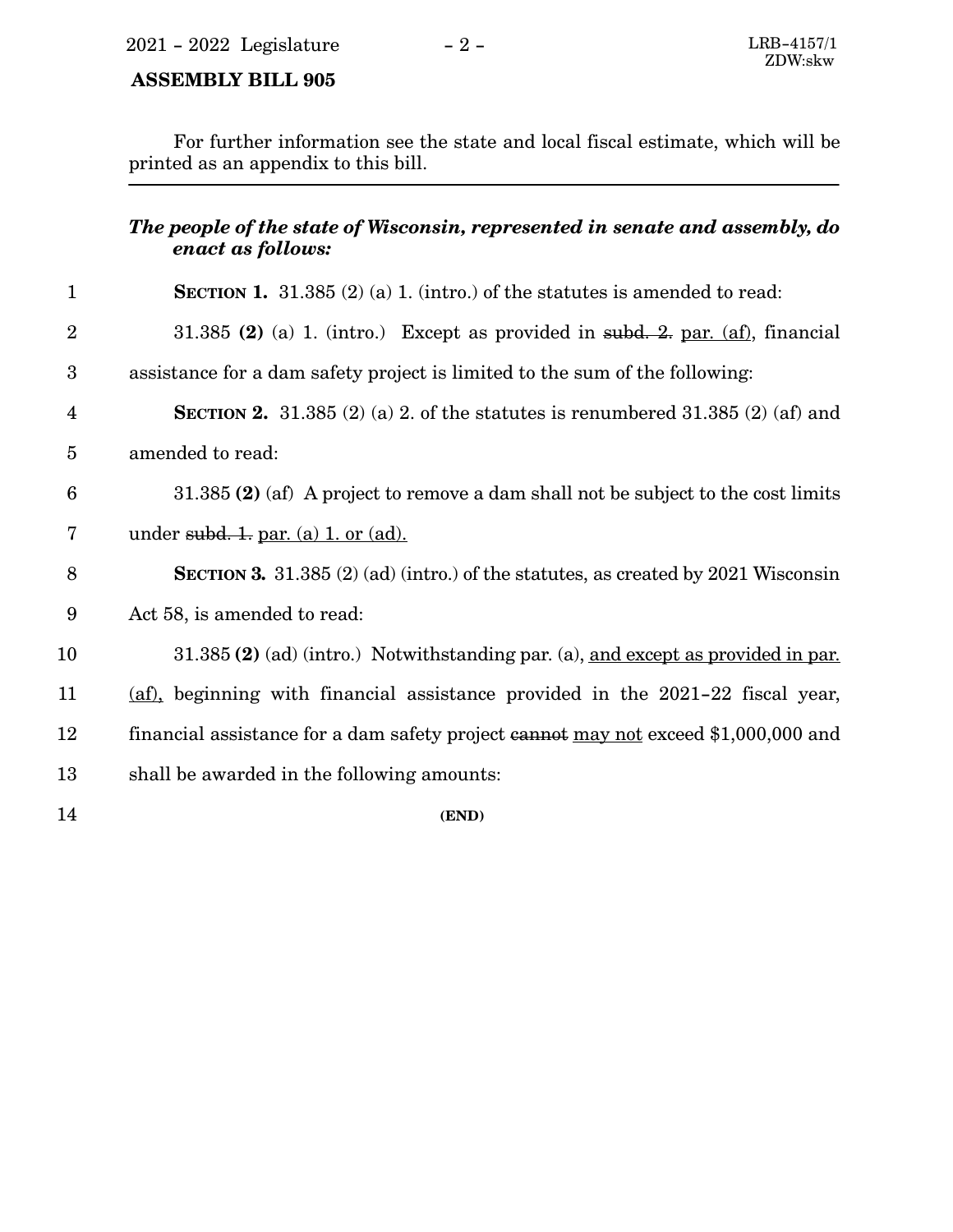For further information see the state and local fiscal estimate, which will be printed as an appendix to this bill.

***The people of the state of Wisconsin, represented in senate and assembly, do enact as follows:***

**SECTION 1.** 31.385 (2) (a) 1. (intro.) of the statutes is amended to read:

31.385 **(2)** (a) 1. (intro.) Except as provided in ~~subd. 2.~~ <u>par. (af)</u>, financial assistance for a dam safety project is limited to the sum of the following:

**SECTION 2.** 31.385 (2) (a) 2. of the statutes is renumbered 31.385 (2) (af) and amended to read:

31.385 **(2)** (af) A project to remove a dam shall not be subject to the cost limits under ~~subd. 1.~~ <u>par. (a) 1. or (ad).</u>

**SECTION 3.** 31.385 (2) (ad) (intro.) of the statutes, as created by 2021 Wisconsin Act 58, is amended to read:

31.385 **(2)** (ad) (intro.) Notwithstanding par. (a), <u>and except as provided in par. (af),</u> beginning with financial assistance provided in the 2021-22 fiscal year, financial assistance for a dam safety project ~~cannot~~ <u>may not</u> exceed $1,000,000 and shall be awarded in the following amounts:

**(END)**